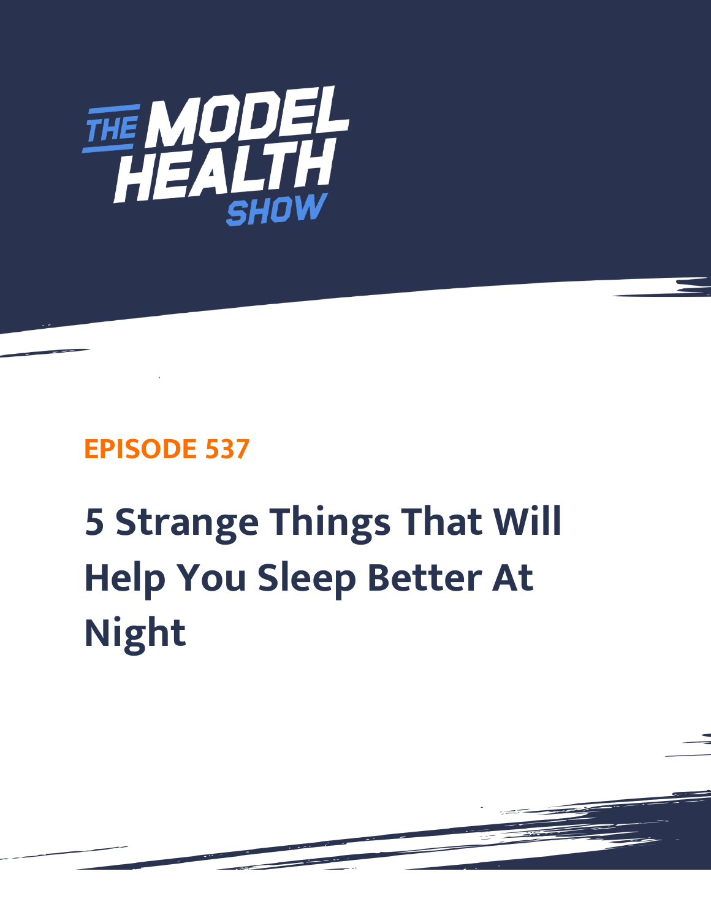THE MODEL HEALTH SHOW

## EPISODE 537

# 5 Strange Things That Will Help You Sleep Better At Night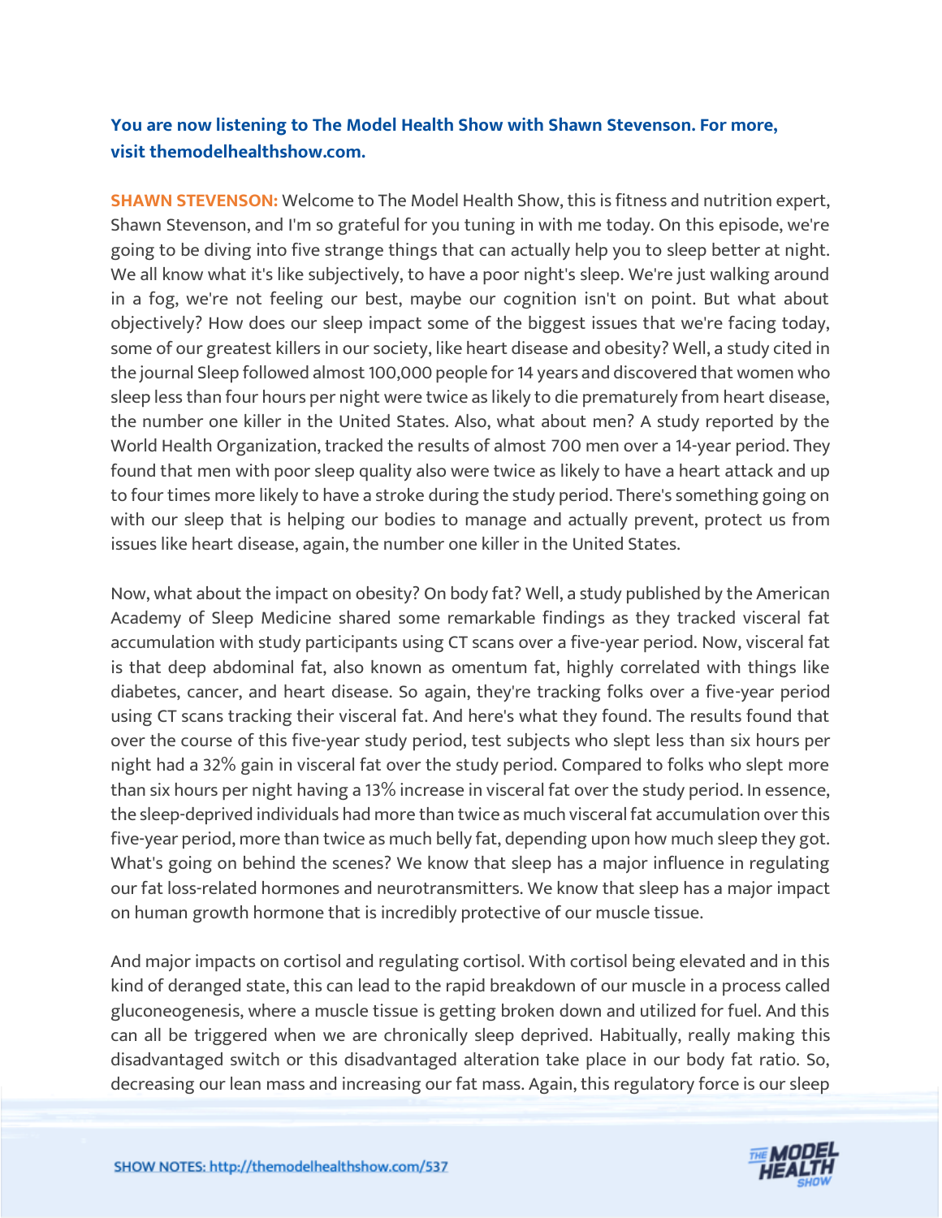**You are now listening to The Model Health Show with Shawn Stevenson. For more, visit themodelhealthshow.com.**

**SHAWN STEVENSON:** Welcome to The Model Health Show, this is fitness and nutrition expert, Shawn Stevenson, and I'm so grateful for you tuning in with me today. On this episode, we're going to be diving into five strange things that can actually help you to sleep better at night. We all know what it's like subjectively, to have a poor night's sleep. We're just walking around in a fog, we're not feeling our best, maybe our cognition isn't on point. But what about objectively? How does our sleep impact some of the biggest issues that we're facing today, some of our greatest killers in our society, like heart disease and obesity? Well, a study cited in the journal Sleep followed almost 100,000 people for 14 years and discovered that women who sleep less than four hours per night were twice as likely to die prematurely from heart disease, the number one killer in the United States. Also, what about men? A study reported by the World Health Organization, tracked the results of almost 700 men over a 14-year period. They found that men with poor sleep quality also were twice as likely to have a heart attack and up to four times more likely to have a stroke during the study period. There's something going on with our sleep that is helping our bodies to manage and actually prevent, protect us from issues like heart disease, again, the number one killer in the United States.

Now, what about the impact on obesity? On body fat? Well, a study published by the American Academy of Sleep Medicine shared some remarkable findings as they tracked visceral fat accumulation with study participants using CT scans over a five-year period. Now, visceral fat is that deep abdominal fat, also known as omentum fat, highly correlated with things like diabetes, cancer, and heart disease. So again, they're tracking folks over a five-year period using CT scans tracking their visceral fat. And here's what they found. The results found that over the course of this five-year study period, test subjects who slept less than six hours per night had a 32% gain in visceral fat over the study period. Compared to folks who slept more than six hours per night having a 13% increase in visceral fat over the study period. In essence, the sleep-deprived individuals had more than twice as much visceral fat accumulation over this five-year period, more than twice as much belly fat, depending upon how much sleep they got. What's going on behind the scenes? We know that sleep has a major influence in regulating our fat loss-related hormones and neurotransmitters. We know that sleep has a major impact on human growth hormone that is incredibly protective of our muscle tissue.

And major impacts on cortisol and regulating cortisol. With cortisol being elevated and in this kind of deranged state, this can lead to the rapid breakdown of our muscle in a process called gluconeogenesis, where a muscle tissue is getting broken down and utilized for fuel. And this can all be triggered when we are chronically sleep deprived. Habitually, really making this disadvantaged switch or this disadvantaged alteration take place in our body fat ratio. So, decreasing our lean mass and increasing our fat mass. Again, this regulatory force is our sleep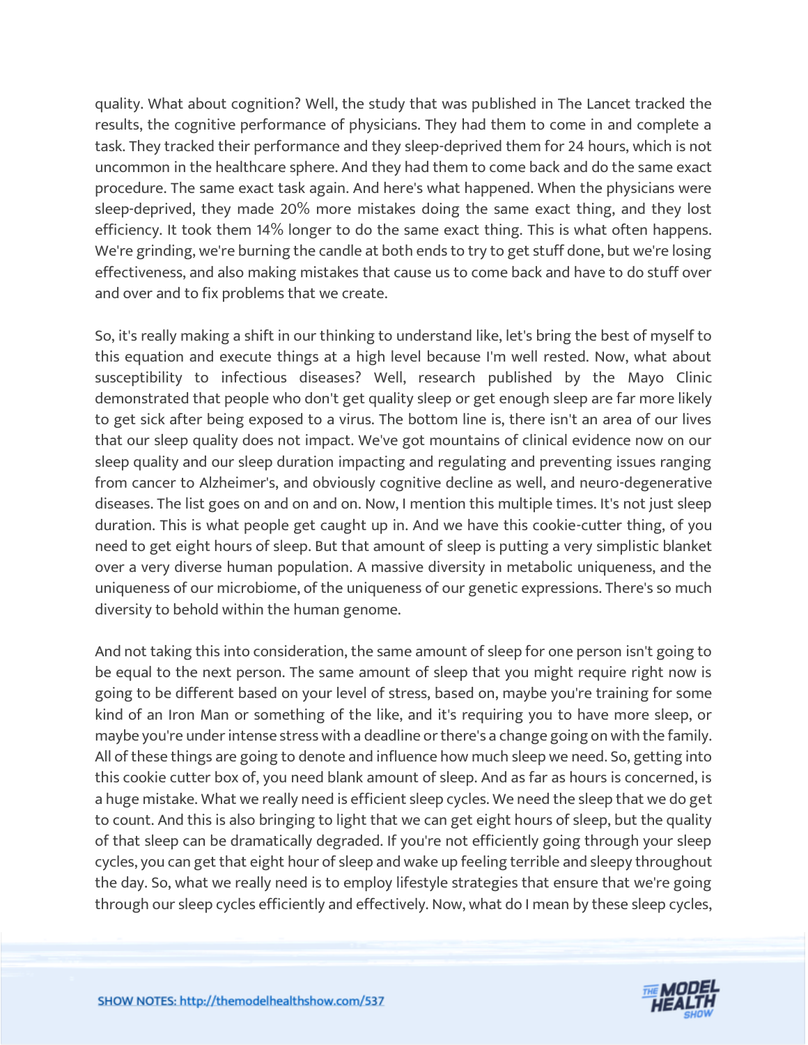quality. What about cognition? Well, the study that was published in The Lancet tracked the results, the cognitive performance of physicians. They had them to come in and complete a task. They tracked their performance and they sleep-deprived them for 24 hours, which is not uncommon in the healthcare sphere. And they had them to come back and do the same exact procedure. The same exact task again. And here's what happened. When the physicians were sleep-deprived, they made 20% more mistakes doing the same exact thing, and they lost efficiency. It took them 14% longer to do the same exact thing. This is what often happens. We're grinding, we're burning the candle at both ends to try to get stuff done, but we're losing effectiveness, and also making mistakes that cause us to come back and have to do stuff over and over and to fix problems that we create.

So, it's really making a shift in our thinking to understand like, let's bring the best of myself to this equation and execute things at a high level because I'm well rested. Now, what about susceptibility to infectious diseases? Well, research published by the Mayo Clinic demonstrated that people who don't get quality sleep or get enough sleep are far more likely to get sick after being exposed to a virus. The bottom line is, there isn't an area of our lives that our sleep quality does not impact. We've got mountains of clinical evidence now on our sleep quality and our sleep duration impacting and regulating and preventing issues ranging from cancer to Alzheimer's, and obviously cognitive decline as well, and neuro-degenerative diseases. The list goes on and on and on. Now, I mention this multiple times. It's not just sleep duration. This is what people get caught up in. And we have this cookie-cutter thing, of you need to get eight hours of sleep. But that amount of sleep is putting a very simplistic blanket over a very diverse human population. A massive diversity in metabolic uniqueness, and the uniqueness of our microbiome, of the uniqueness of our genetic expressions. There's so much diversity to behold within the human genome.

And not taking this into consideration, the same amount of sleep for one person isn't going to be equal to the next person. The same amount of sleep that you might require right now is going to be different based on your level of stress, based on, maybe you're training for some kind of an Iron Man or something of the like, and it's requiring you to have more sleep, or maybe you're under intense stress with a deadline or there's a change going on with the family. All of these things are going to denote and influence how much sleep we need. So, getting into this cookie cutter box of, you need blank amount of sleep. And as far as hours is concerned, is a huge mistake. What we really need is efficient sleep cycles. We need the sleep that we do get to count. And this is also bringing to light that we can get eight hours of sleep, but the quality of that sleep can be dramatically degraded. If you're not efficiently going through your sleep cycles, you can get that eight hour of sleep and wake up feeling terrible and sleepy throughout the day. So, what we really need is to employ lifestyle strategies that ensure that we're going through our sleep cycles efficiently and effectively. Now, what do I mean by these sleep cycles,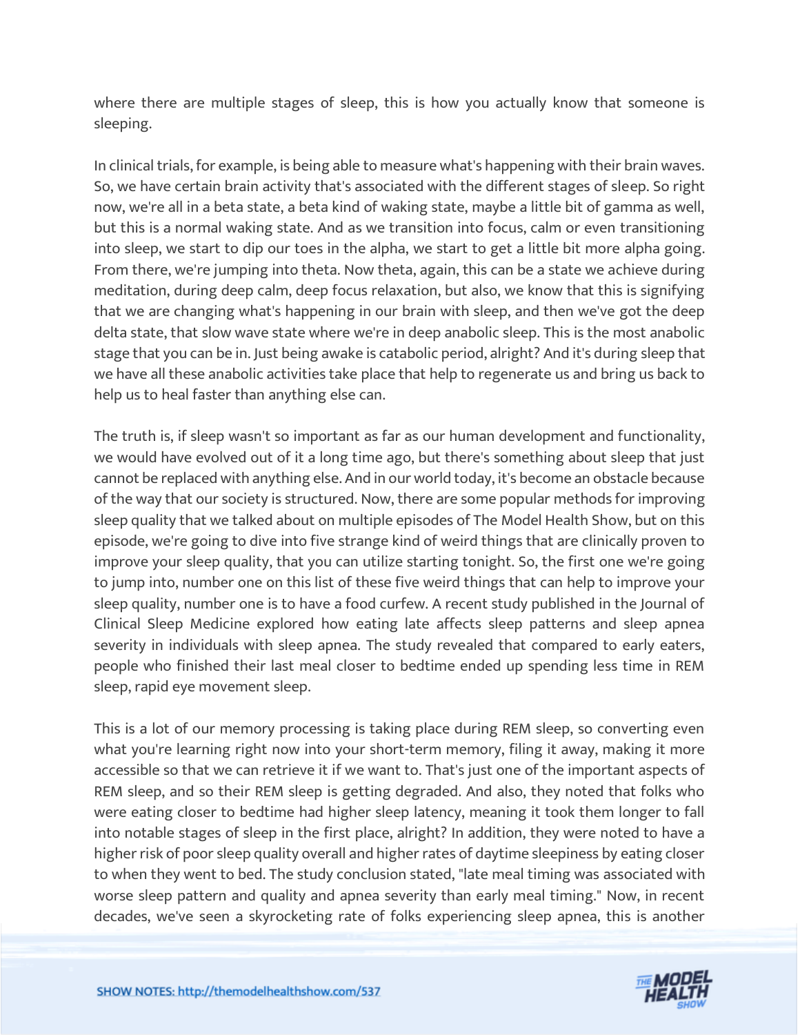where there are multiple stages of sleep, this is how you actually know that someone is sleeping.

In clinical trials, for example, is being able to measure what's happening with their brain waves. So, we have certain brain activity that's associated with the different stages of sleep. So right now, we're all in a beta state, a beta kind of waking state, maybe a little bit of gamma as well, but this is a normal waking state. And as we transition into focus, calm or even transitioning into sleep, we start to dip our toes in the alpha, we start to get a little bit more alpha going. From there, we're jumping into theta. Now theta, again, this can be a state we achieve during meditation, during deep calm, deep focus relaxation, but also, we know that this is signifying that we are changing what's happening in our brain with sleep, and then we've got the deep delta state, that slow wave state where we're in deep anabolic sleep. This is the most anabolic stage that you can be in. Just being awake is catabolic period, alright? And it's during sleep that we have all these anabolic activities take place that help to regenerate us and bring us back to help us to heal faster than anything else can.

The truth is, if sleep wasn't so important as far as our human development and functionality, we would have evolved out of it a long time ago, but there's something about sleep that just cannot be replaced with anything else. And in our world today, it's become an obstacle because of the way that our society is structured. Now, there are some popular methods for improving sleep quality that we talked about on multiple episodes of The Model Health Show, but on this episode, we're going to dive into five strange kind of weird things that are clinically proven to improve your sleep quality, that you can utilize starting tonight. So, the first one we're going to jump into, number one on this list of these five weird things that can help to improve your sleep quality, number one is to have a food curfew. A recent study published in the Journal of Clinical Sleep Medicine explored how eating late affects sleep patterns and sleep apnea severity in individuals with sleep apnea. The study revealed that compared to early eaters, people who finished their last meal closer to bedtime ended up spending less time in REM sleep, rapid eye movement sleep.

This is a lot of our memory processing is taking place during REM sleep, so converting even what you're learning right now into your short-term memory, filing it away, making it more accessible so that we can retrieve it if we want to. That's just one of the important aspects of REM sleep, and so their REM sleep is getting degraded. And also, they noted that folks who were eating closer to bedtime had higher sleep latency, meaning it took them longer to fall into notable stages of sleep in the first place, alright? In addition, they were noted to have a higher risk of poor sleep quality overall and higher rates of daytime sleepiness by eating closer to when they went to bed. The study conclusion stated, "late meal timing was associated with worse sleep pattern and quality and apnea severity than early meal timing." Now, in recent decades, we've seen a skyrocketing rate of folks experiencing sleep apnea, this is another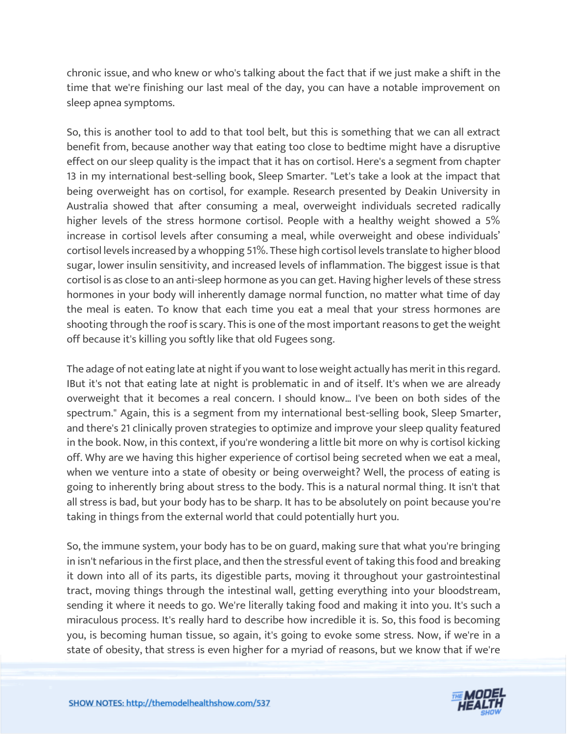chronic issue, and who knew or who's talking about the fact that if we just make a shift in the time that we're finishing our last meal of the day, you can have a notable improvement on sleep apnea symptoms.

So, this is another tool to add to that tool belt, but this is something that we can all extract benefit from, because another way that eating too close to bedtime might have a disruptive effect on our sleep quality is the impact that it has on cortisol. Here's a segment from chapter 13 in my international best-selling book, Sleep Smarter. "Let's take a look at the impact that being overweight has on cortisol, for example. Research presented by Deakin University in Australia showed that after consuming a meal, overweight individuals secreted radically higher levels of the stress hormone cortisol. People with a healthy weight showed a 5% increase in cortisol levels after consuming a meal, while overweight and obese individuals' cortisol levels increased by a whopping 51%. These high cortisol levels translate to higher blood sugar, lower insulin sensitivity, and increased levels of inflammation. The biggest issue is that cortisol is as close to an anti-sleep hormone as you can get. Having higher levels of these stress hormones in your body will inherently damage normal function, no matter what time of day the meal is eaten. To know that each time you eat a meal that your stress hormones are shooting through the roof is scary. This is one of the most important reasons to get the weight off because it's killing you softly like that old Fugees song.

The adage of not eating late at night if you want to lose weight actually has merit in this regard. IBut it's not that eating late at night is problematic in and of itself. It's when we are already overweight that it becomes a real concern. I should know... I've been on both sides of the spectrum." Again, this is a segment from my international best-selling book, Sleep Smarter, and there's 21 clinically proven strategies to optimize and improve your sleep quality featured in the book. Now, in this context, if you're wondering a little bit more on why is cortisol kicking off. Why are we having this higher experience of cortisol being secreted when we eat a meal, when we venture into a state of obesity or being overweight? Well, the process of eating is going to inherently bring about stress to the body. This is a natural normal thing. It isn't that all stress is bad, but your body has to be sharp. It has to be absolutely on point because you're taking in things from the external world that could potentially hurt you.

So, the immune system, your body has to be on guard, making sure that what you're bringing in isn't nefarious in the first place, and then the stressful event of taking this food and breaking it down into all of its parts, its digestible parts, moving it throughout your gastrointestinal tract, moving things through the intestinal wall, getting everything into your bloodstream, sending it where it needs to go. We're literally taking food and making it into you. It's such a miraculous process. It's really hard to describe how incredible it is. So, this food is becoming you, is becoming human tissue, so again, it's going to evoke some stress. Now, if we're in a state of obesity, that stress is even higher for a myriad of reasons, but we know that if we're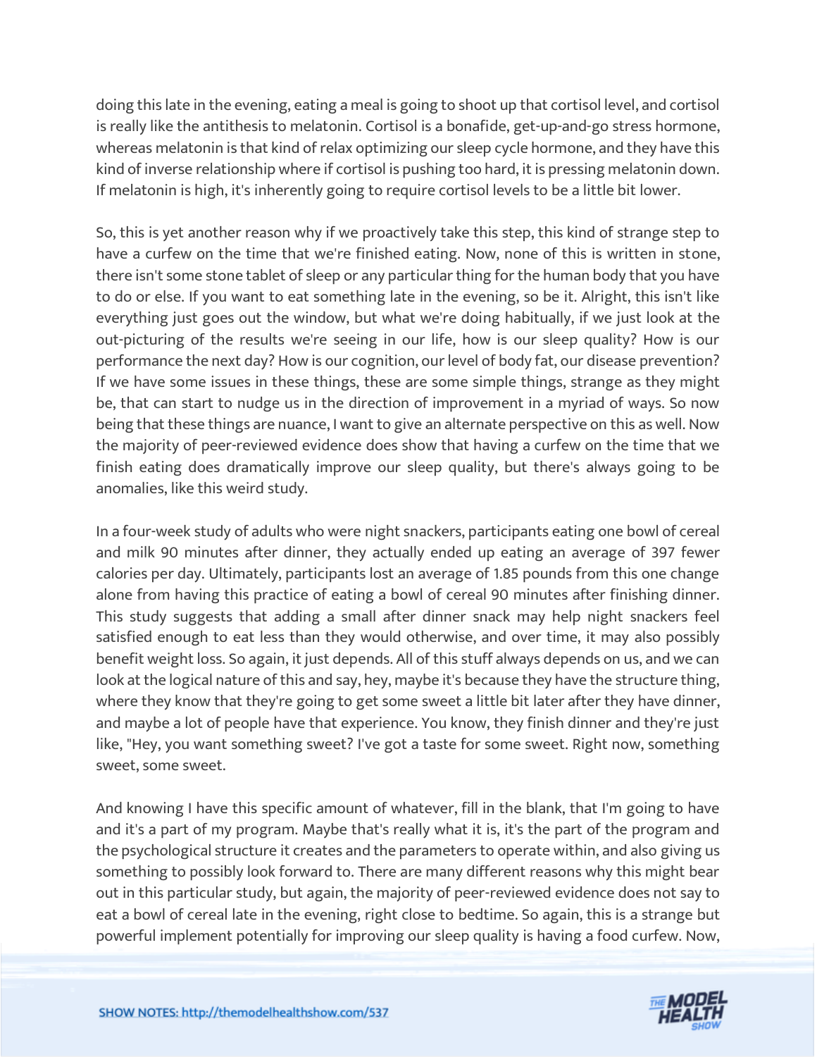doing this late in the evening, eating a meal is going to shoot up that cortisol level, and cortisol is really like the antithesis to melatonin. Cortisol is a bonafide, get-up-and-go stress hormone, whereas melatonin is that kind of relax optimizing our sleep cycle hormone, and they have this kind of inverse relationship where if cortisol is pushing too hard, it is pressing melatonin down. If melatonin is high, it's inherently going to require cortisol levels to be a little bit lower.

So, this is yet another reason why if we proactively take this step, this kind of strange step to have a curfew on the time that we're finished eating. Now, none of this is written in stone, there isn't some stone tablet of sleep or any particular thing for the human body that you have to do or else. If you want to eat something late in the evening, so be it. Alright, this isn't like everything just goes out the window, but what we're doing habitually, if we just look at the out-picturing of the results we're seeing in our life, how is our sleep quality? How is our performance the next day? How is our cognition, our level of body fat, our disease prevention? If we have some issues in these things, these are some simple things, strange as they might be, that can start to nudge us in the direction of improvement in a myriad of ways. So now being that these things are nuance, I want to give an alternate perspective on this as well. Now the majority of peer-reviewed evidence does show that having a curfew on the time that we finish eating does dramatically improve our sleep quality, but there's always going to be anomalies, like this weird study.

In a four-week study of adults who were night snackers, participants eating one bowl of cereal and milk 90 minutes after dinner, they actually ended up eating an average of 397 fewer calories per day. Ultimately, participants lost an average of 1.85 pounds from this one change alone from having this practice of eating a bowl of cereal 90 minutes after finishing dinner. This study suggests that adding a small after dinner snack may help night snackers feel satisfied enough to eat less than they would otherwise, and over time, it may also possibly benefit weight loss. So again, it just depends. All of this stuff always depends on us, and we can look at the logical nature of this and say, hey, maybe it's because they have the structure thing, where they know that they're going to get some sweet a little bit later after they have dinner, and maybe a lot of people have that experience. You know, they finish dinner and they're just like, "Hey, you want something sweet? I've got a taste for some sweet. Right now, something sweet, some sweet.

And knowing I have this specific amount of whatever, fill in the blank, that I'm going to have and it's a part of my program. Maybe that's really what it is, it's the part of the program and the psychological structure it creates and the parameters to operate within, and also giving us something to possibly look forward to. There are many different reasons why this might bear out in this particular study, but again, the majority of peer-reviewed evidence does not say to eat a bowl of cereal late in the evening, right close to bedtime. So again, this is a strange but powerful implement potentially for improving our sleep quality is having a food curfew. Now,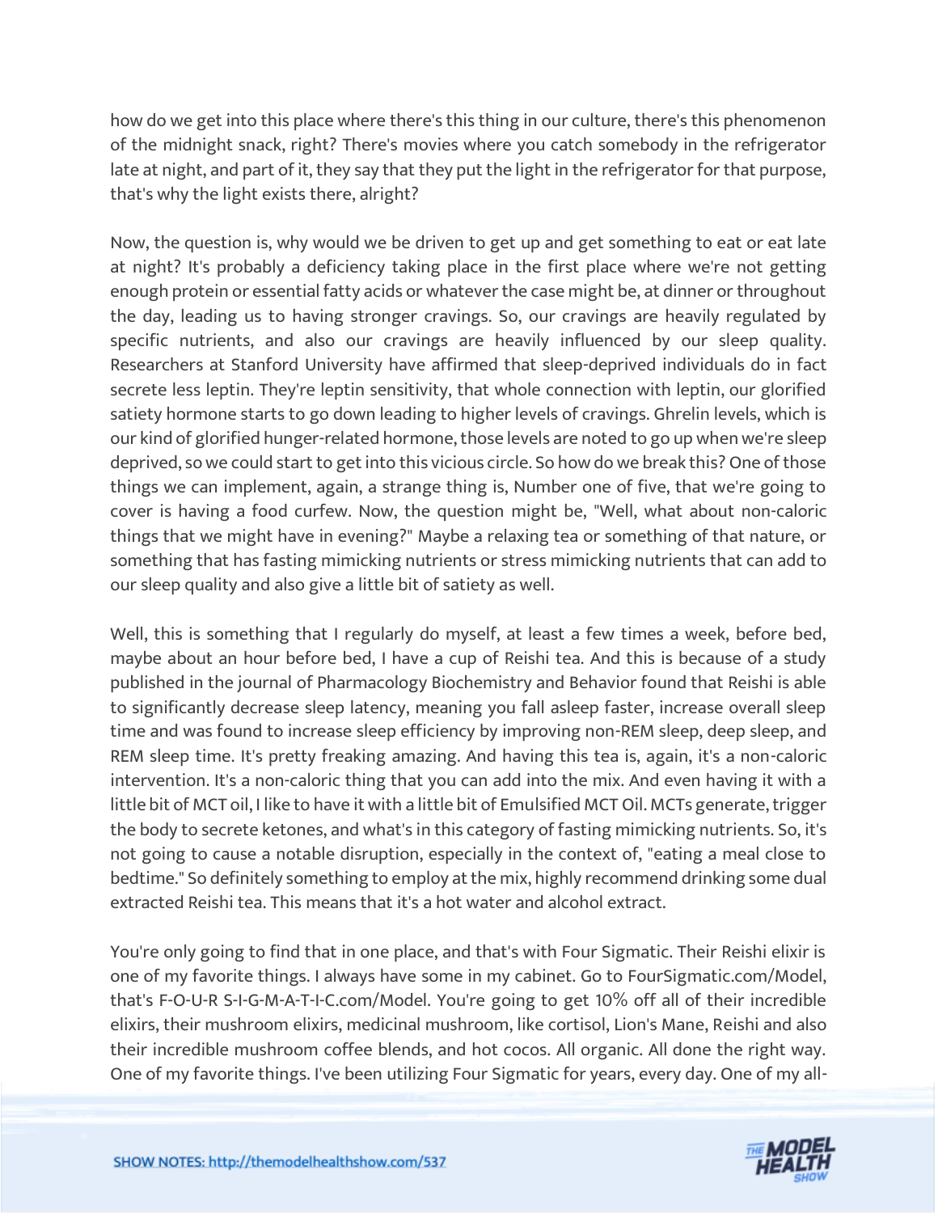how do we get into this place where there's this thing in our culture, there's this phenomenon of the midnight snack, right? There's movies where you catch somebody in the refrigerator late at night, and part of it, they say that they put the light in the refrigerator for that purpose, that's why the light exists there, alright?

Now, the question is, why would we be driven to get up and get something to eat or eat late at night? It's probably a deficiency taking place in the first place where we're not getting enough protein or essential fatty acids or whatever the case might be, at dinner or throughout the day, leading us to having stronger cravings. So, our cravings are heavily regulated by specific nutrients, and also our cravings are heavily influenced by our sleep quality. Researchers at Stanford University have affirmed that sleep-deprived individuals do in fact secrete less leptin. They're leptin sensitivity, that whole connection with leptin, our glorified satiety hormone starts to go down leading to higher levels of cravings. Ghrelin levels, which is our kind of glorified hunger-related hormone, those levels are noted to go up when we're sleep deprived, so we could start to get into this vicious circle. So how do we break this? One of those things we can implement, again, a strange thing is, Number one of five, that we're going to cover is having a food curfew. Now, the question might be, "Well, what about non-caloric things that we might have in evening?" Maybe a relaxing tea or something of that nature, or something that has fasting mimicking nutrients or stress mimicking nutrients that can add to our sleep quality and also give a little bit of satiety as well.

Well, this is something that I regularly do myself, at least a few times a week, before bed, maybe about an hour before bed, I have a cup of Reishi tea. And this is because of a study published in the journal of Pharmacology Biochemistry and Behavior found that Reishi is able to significantly decrease sleep latency, meaning you fall asleep faster, increase overall sleep time and was found to increase sleep efficiency by improving non-REM sleep, deep sleep, and REM sleep time. It's pretty freaking amazing. And having this tea is, again, it's a non-caloric intervention. It's a non-caloric thing that you can add into the mix. And even having it with a little bit of MCT oil, I like to have it with a little bit of Emulsified MCT Oil. MCTs generate, trigger the body to secrete ketones, and what's in this category of fasting mimicking nutrients. So, it's not going to cause a notable disruption, especially in the context of, "eating a meal close to bedtime." So definitely something to employ at the mix, highly recommend drinking some dual extracted Reishi tea. This means that it's a hot water and alcohol extract.

You're only going to find that in one place, and that's with Four Sigmatic. Their Reishi elixir is one of my favorite things. I always have some in my cabinet. Go to FourSigmatic.com/Model, that's F-O-U-R S-I-G-M-A-T-I-C.com/Model. You're going to get 10% off all of their incredible elixirs, their mushroom elixirs, medicinal mushroom, like cortisol, Lion's Mane, Reishi and also their incredible mushroom coffee blends, and hot cocos. All organic. All done the right way. One of my favorite things. I've been utilizing Four Sigmatic for years, every day. One of my all-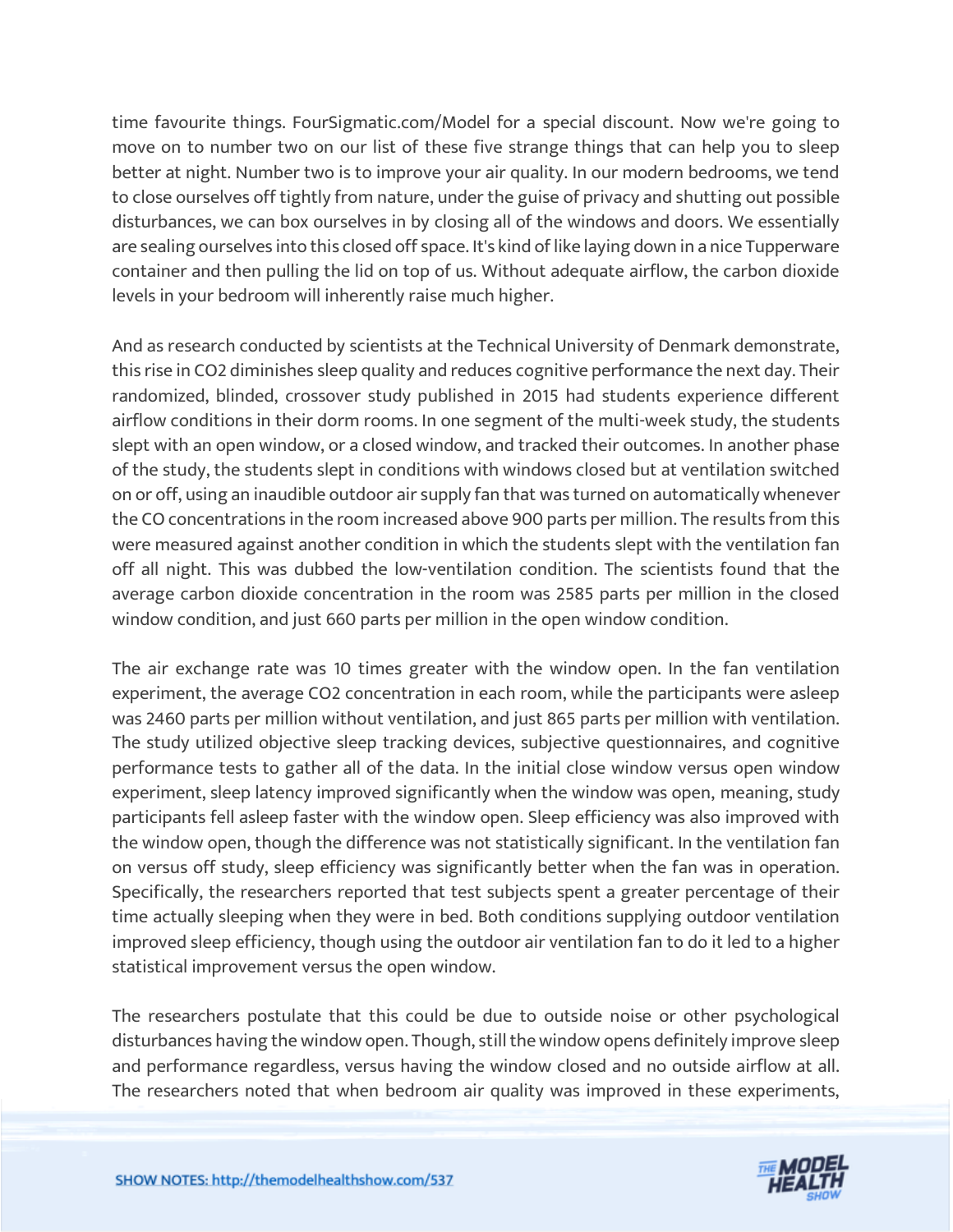time favourite things. FourSigmatic.com/Model for a special discount. Now we're going to move on to number two on our list of these five strange things that can help you to sleep better at night. Number two is to improve your air quality. In our modern bedrooms, we tend to close ourselves off tightly from nature, under the guise of privacy and shutting out possible disturbances, we can box ourselves in by closing all of the windows and doors. We essentially are sealing ourselves into this closed off space. It's kind of like laying down in a nice Tupperware container and then pulling the lid on top of us. Without adequate airflow, the carbon dioxide levels in your bedroom will inherently raise much higher.

And as research conducted by scientists at the Technical University of Denmark demonstrate, this rise in $CO_2$ diminishes sleep quality and reduces cognitive performance the next day. Their randomized, blinded, crossover study published in 2015 had students experience different airflow conditions in their dorm rooms. In one segment of the multi-week study, the students slept with an open window, or a closed window, and tracked their outcomes. In another phase of the study, the students slept in conditions with windows closed but at ventilation switched on or off, using an inaudible outdoor air supply fan that was turned on automatically whenever the CO concentrations in the room increased above 900 parts per million. The results from this were measured against another condition in which the students slept with the ventilation fan off all night. This was dubbed the low-ventilation condition. The scientists found that the average carbon dioxide concentration in the room was 2585 parts per million in the closed window condition, and just 660 parts per million in the open window condition.

The air exchange rate was 10 times greater with the window open. In the fan ventilation experiment, the average $CO_2$ concentration in each room, while the participants were asleep was 2460 parts per million without ventilation, and just 865 parts per million with ventilation. The study utilized objective sleep tracking devices, subjective questionnaires, and cognitive performance tests to gather all of the data. In the initial close window versus open window experiment, sleep latency improved significantly when the window was open, meaning, study participants fell asleep faster with the window open. Sleep efficiency was also improved with the window open, though the difference was not statistically significant. In the ventilation fan on versus off study, sleep efficiency was significantly better when the fan was in operation. Specifically, the researchers reported that test subjects spent a greater percentage of their time actually sleeping when they were in bed. Both conditions supplying outdoor ventilation improved sleep efficiency, though using the outdoor air ventilation fan to do it led to a higher statistical improvement versus the open window.

The researchers postulate that this could be due to outside noise or other psychological disturbances having the window open. Though, still the window opens definitely improve sleep and performance regardless, versus having the window closed and no outside airflow at all. The researchers noted that when bedroom air quality was improved in these experiments,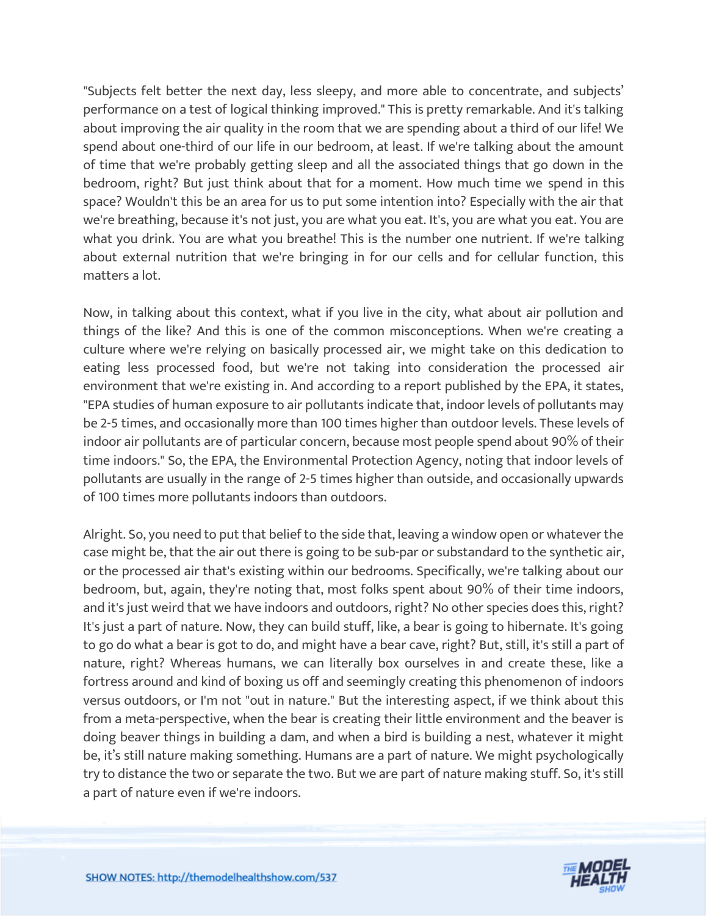"Subjects felt better the next day, less sleepy, and more able to concentrate, and subjects' performance on a test of logical thinking improved." This is pretty remarkable. And it's talking about improving the air quality in the room that we are spending about a third of our life! We spend about one-third of our life in our bedroom, at least. If we're talking about the amount of time that we're probably getting sleep and all the associated things that go down in the bedroom, right? But just think about that for a moment. How much time we spend in this space? Wouldn't this be an area for us to put some intention into? Especially with the air that we're breathing, because it's not just, you are what you eat. It's, you are what you eat. You are what you drink. You are what you breathe! This is the number one nutrient. If we're talking about external nutrition that we're bringing in for our cells and for cellular function, this matters a lot.

Now, in talking about this context, what if you live in the city, what about air pollution and things of the like? And this is one of the common misconceptions. When we're creating a culture where we're relying on basically processed air, we might take on this dedication to eating less processed food, but we're not taking into consideration the processed air environment that we're existing in. And according to a report published by the EPA, it states, "EPA studies of human exposure to air pollutants indicate that, indoor levels of pollutants may be 2-5 times, and occasionally more than 100 times higher than outdoor levels. These levels of indoor air pollutants are of particular concern, because most people spend about 90% of their time indoors." So, the EPA, the Environmental Protection Agency, noting that indoor levels of pollutants are usually in the range of 2-5 times higher than outside, and occasionally upwards of 100 times more pollutants indoors than outdoors.

Alright. So, you need to put that belief to the side that, leaving a window open or whatever the case might be, that the air out there is going to be sub-par or substandard to the synthetic air, or the processed air that's existing within our bedrooms. Specifically, we're talking about our bedroom, but, again, they're noting that, most folks spent about 90% of their time indoors, and it's just weird that we have indoors and outdoors, right? No other species does this, right? It's just a part of nature. Now, they can build stuff, like, a bear is going to hibernate. It's going to go do what a bear is got to do, and might have a bear cave, right? But, still, it's still a part of nature, right? Whereas humans, we can literally box ourselves in and create these, like a fortress around and kind of boxing us off and seemingly creating this phenomenon of indoors versus outdoors, or I'm not "out in nature." But the interesting aspect, if we think about this from a meta-perspective, when the bear is creating their little environment and the beaver is doing beaver things in building a dam, and when a bird is building a nest, whatever it might be, it's still nature making something. Humans are a part of nature. We might psychologically try to distance the two or separate the two. But we are part of nature making stuff. So, it's still a part of nature even if we're indoors.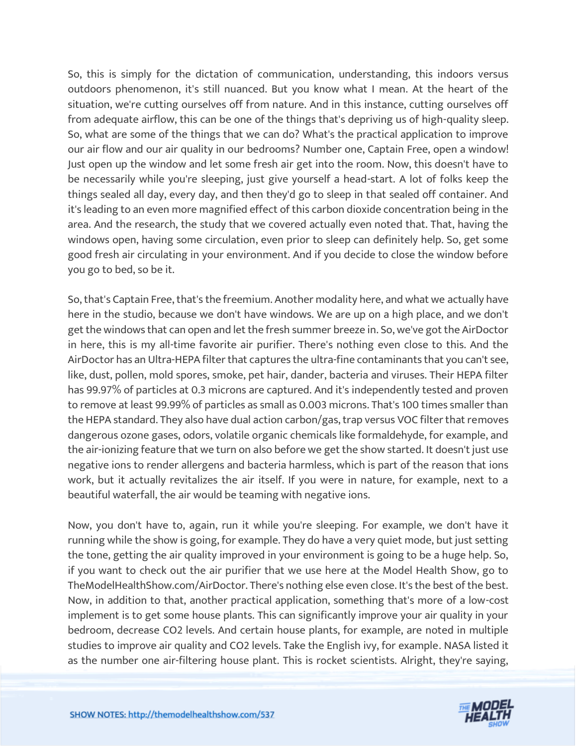So, this is simply for the dictation of communication, understanding, this indoors versus outdoors phenomenon, it's still nuanced. But you know what I mean. At the heart of the situation, we're cutting ourselves off from nature. And in this instance, cutting ourselves off from adequate airflow, this can be one of the things that's depriving us of high-quality sleep. So, what are some of the things that we can do? What's the practical application to improve our air flow and our air quality in our bedrooms? Number one, Captain Free, open a window! Just open up the window and let some fresh air get into the room. Now, this doesn't have to be necessarily while you're sleeping, just give yourself a head-start. A lot of folks keep the things sealed all day, every day, and then they'd go to sleep in that sealed off container. And it's leading to an even more magnified effect of this carbon dioxide concentration being in the area. And the research, the study that we covered actually even noted that. That, having the windows open, having some circulation, even prior to sleep can definitely help. So, get some good fresh air circulating in your environment. And if you decide to close the window before you go to bed, so be it.

So, that's Captain Free, that's the freemium. Another modality here, and what we actually have here in the studio, because we don't have windows. We are up on a high place, and we don't get the windows that can open and let the fresh summer breeze in. So, we've got the AirDoctor in here, this is my all-time favorite air purifier. There's nothing even close to this. And the AirDoctor has an Ultra-HEPA filter that captures the ultra-fine contaminants that you can't see, like, dust, pollen, mold spores, smoke, pet hair, dander, bacteria and viruses. Their HEPA filter has 99.97% of particles at 0.3 microns are captured. And it's independently tested and proven to remove at least 99.99% of particles as small as 0.003 microns. That's 100 times smaller than the HEPA standard. They also have dual action carbon/gas, trap versus VOC filter that removes dangerous ozone gases, odors, volatile organic chemicals like formaldehyde, for example, and the air-ionizing feature that we turn on also before we get the show started. It doesn't just use negative ions to render allergens and bacteria harmless, which is part of the reason that ions work, but it actually revitalizes the air itself. If you were in nature, for example, next to a beautiful waterfall, the air would be teaming with negative ions.

Now, you don't have to, again, run it while you're sleeping. For example, we don't have it running while the show is going, for example. They do have a very quiet mode, but just setting the tone, getting the air quality improved in your environment is going to be a huge help. So, if you want to check out the air purifier that we use here at the Model Health Show, go to TheModelHealthShow.com/AirDoctor. There's nothing else even close. It's the best of the best. Now, in addition to that, another practical application, something that's more of a low-cost implement is to get some house plants. This can significantly improve your air quality in your bedroom, decrease $CO_2$ levels. And certain house plants, for example, are noted in multiple studies to improve air quality and $CO_2$ levels. Take the English ivy, for example. NASA listed it as the number one air-filtering house plant. This is rocket scientists. Alright, they're saying,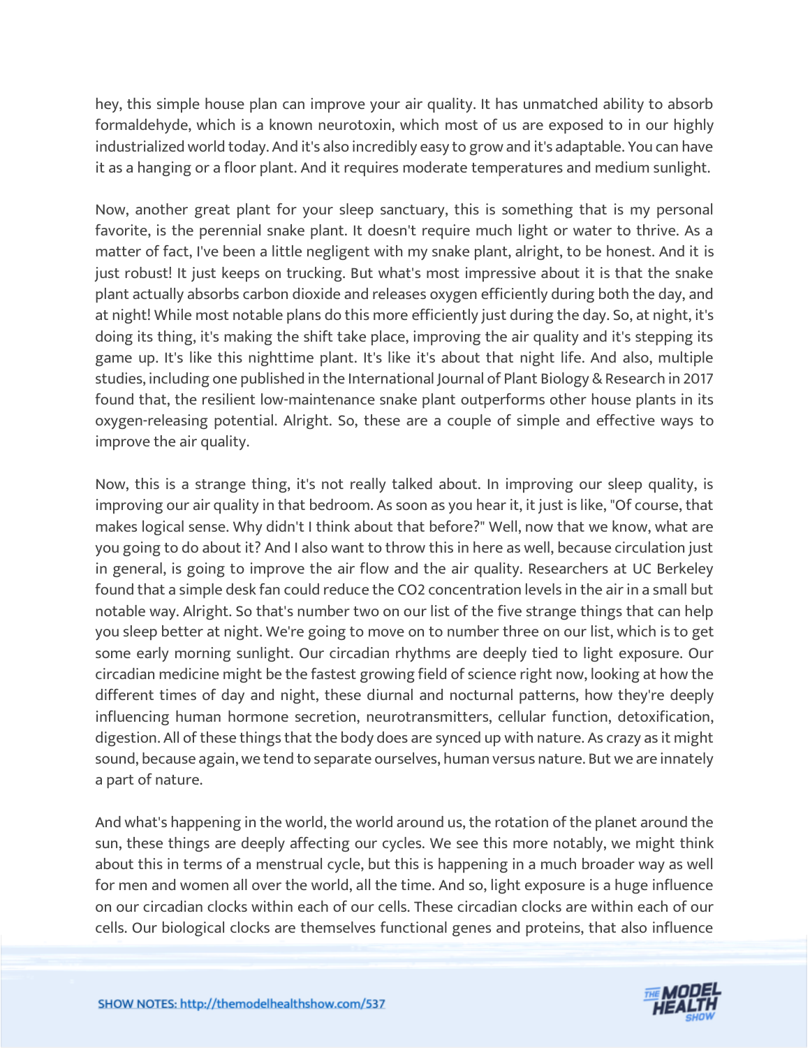hey, this simple house plan can improve your air quality. It has unmatched ability to absorb formaldehyde, which is a known neurotoxin, which most of us are exposed to in our highly industrialized world today. And it's also incredibly easy to grow and it's adaptable. You can have it as a hanging or a floor plant. And it requires moderate temperatures and medium sunlight.

Now, another great plant for your sleep sanctuary, this is something that is my personal favorite, is the perennial snake plant. It doesn't require much light or water to thrive. As a matter of fact, I've been a little negligent with my snake plant, alright, to be honest. And it is just robust! It just keeps on trucking. But what's most impressive about it is that the snake plant actually absorbs carbon dioxide and releases oxygen efficiently during both the day, and at night! While most notable plans do this more efficiently just during the day. So, at night, it's doing its thing, it's making the shift take place, improving the air quality and it's stepping its game up. It's like this nighttime plant. It's like it's about that night life. And also, multiple studies, including one published in the International Journal of Plant Biology & Research in 2017 found that, the resilient low-maintenance snake plant outperforms other house plants in its oxygen-releasing potential. Alright. So, these are a couple of simple and effective ways to improve the air quality.

Now, this is a strange thing, it's not really talked about. In improving our sleep quality, is improving our air quality in that bedroom. As soon as you hear it, it just is like, "Of course, that makes logical sense. Why didn't I think about that before?" Well, now that we know, what are you going to do about it? And I also want to throw this in here as well, because circulation just in general, is going to improve the air flow and the air quality. Researchers at UC Berkeley found that a simple desk fan could reduce the $CO_2$ concentration levels in the air in a small but notable way. Alright. So that's number two on our list of the five strange things that can help you sleep better at night. We're going to move on to number three on our list, which is to get some early morning sunlight. Our circadian rhythms are deeply tied to light exposure. Our circadian medicine might be the fastest growing field of science right now, looking at how the different times of day and night, these diurnal and nocturnal patterns, how they're deeply influencing human hormone secretion, neurotransmitters, cellular function, detoxification, digestion. All of these things that the body does are synced up with nature. As crazy as it might sound, because again, we tend to separate ourselves, human versus nature. But we are innately a part of nature.

And what's happening in the world, the world around us, the rotation of the planet around the sun, these things are deeply affecting our cycles. We see this more notably, we might think about this in terms of a menstrual cycle, but this is happening in a much broader way as well for men and women all over the world, all the time. And so, light exposure is a huge influence on our circadian clocks within each of our cells. These circadian clocks are within each of our cells. Our biological clocks are themselves functional genes and proteins, that also influence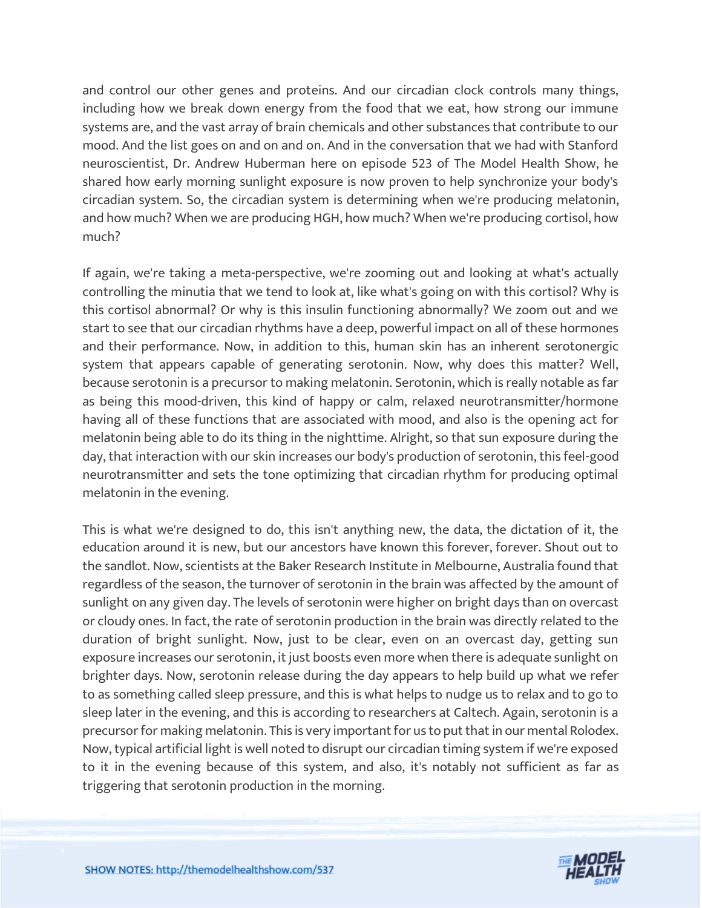and control our other genes and proteins. And our circadian clock controls many things, including how we break down energy from the food that we eat, how strong our immune systems are, and the vast array of brain chemicals and other substances that contribute to our mood. And the list goes on and on and on. And in the conversation that we had with Stanford neuroscientist, Dr. Andrew Huberman here on episode 523 of The Model Health Show, he shared how early morning sunlight exposure is now proven to help synchronize your body's circadian system. So, the circadian system is determining when we're producing melatonin, and how much? When we are producing HGH, how much? When we're producing cortisol, how much?

If again, we're taking a meta-perspective, we're zooming out and looking at what's actually controlling the minutia that we tend to look at, like what's going on with this cortisol? Why is this cortisol abnormal? Or why is this insulin functioning abnormally? We zoom out and we start to see that our circadian rhythms have a deep, powerful impact on all of these hormones and their performance. Now, in addition to this, human skin has an inherent serotonergic system that appears capable of generating serotonin. Now, why does this matter? Well, because serotonin is a precursor to making melatonin. Serotonin, which is really notable as far as being this mood-driven, this kind of happy or calm, relaxed neurotransmitter/hormone having all of these functions that are associated with mood, and also is the opening act for melatonin being able to do its thing in the nighttime. Alright, so that sun exposure during the day, that interaction with our skin increases our body's production of serotonin, this feel-good neurotransmitter and sets the tone optimizing that circadian rhythm for producing optimal melatonin in the evening.

This is what we're designed to do, this isn't anything new, the data, the dictation of it, the education around it is new, but our ancestors have known this forever, forever. Shout out to the sandlot. Now, scientists at the Baker Research Institute in Melbourne, Australia found that regardless of the season, the turnover of serotonin in the brain was affected by the amount of sunlight on any given day. The levels of serotonin were higher on bright days than on overcast or cloudy ones. In fact, the rate of serotonin production in the brain was directly related to the duration of bright sunlight. Now, just to be clear, even on an overcast day, getting sun exposure increases our serotonin, it just boosts even more when there is adequate sunlight on brighter days. Now, serotonin release during the day appears to help build up what we refer to as something called sleep pressure, and this is what helps to nudge us to relax and to go to sleep later in the evening, and this is according to researchers at Caltech. Again, serotonin is a precursor for making melatonin. This is very important for us to put that in our mental Rolodex. Now, typical artificial light is well noted to disrupt our circadian timing system if we're exposed to it in the evening because of this system, and also, it's notably not sufficient as far as triggering that serotonin production in the morning.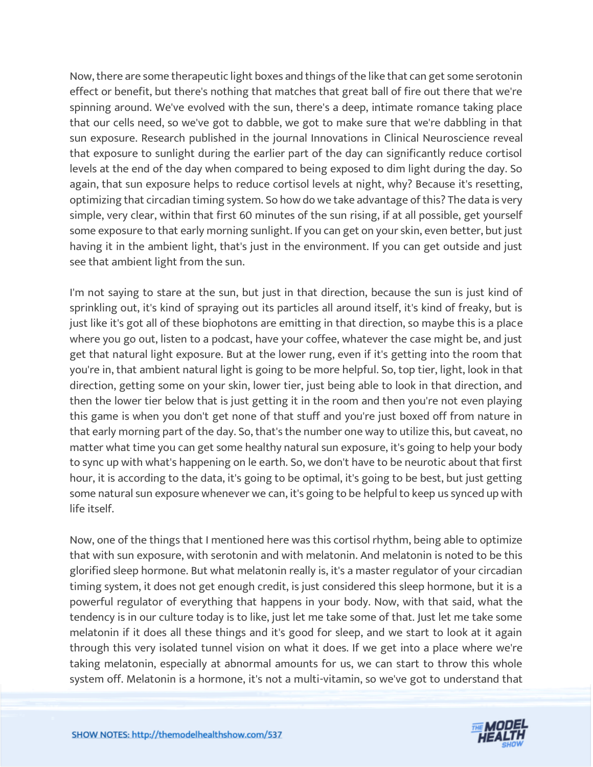Now, there are some therapeutic light boxes and things of the like that can get some serotonin effect or benefit, but there's nothing that matches that great ball of fire out there that we're spinning around. We've evolved with the sun, there's a deep, intimate romance taking place that our cells need, so we've got to dabble, we got to make sure that we're dabbling in that sun exposure. Research published in the journal Innovations in Clinical Neuroscience reveal that exposure to sunlight during the earlier part of the day can significantly reduce cortisol levels at the end of the day when compared to being exposed to dim light during the day. So again, that sun exposure helps to reduce cortisol levels at night, why? Because it's resetting, optimizing that circadian timing system. So how do we take advantage of this? The data is very simple, very clear, within that first 60 minutes of the sun rising, if at all possible, get yourself some exposure to that early morning sunlight. If you can get on your skin, even better, but just having it in the ambient light, that's just in the environment. If you can get outside and just see that ambient light from the sun.

I'm not saying to stare at the sun, but just in that direction, because the sun is just kind of sprinkling out, it's kind of spraying out its particles all around itself, it's kind of freaky, but is just like it's got all of these biophotons are emitting in that direction, so maybe this is a place where you go out, listen to a podcast, have your coffee, whatever the case might be, and just get that natural light exposure. But at the lower rung, even if it's getting into the room that you're in, that ambient natural light is going to be more helpful. So, top tier, light, look in that direction, getting some on your skin, lower tier, just being able to look in that direction, and then the lower tier below that is just getting it in the room and then you're not even playing this game is when you don't get none of that stuff and you're just boxed off from nature in that early morning part of the day. So, that's the number one way to utilize this, but caveat, no matter what time you can get some healthy natural sun exposure, it's going to help your body to sync up with what's happening on le earth. So, we don't have to be neurotic about that first hour, it is according to the data, it's going to be optimal, it's going to be best, but just getting some natural sun exposure whenever we can, it's going to be helpful to keep us synced up with life itself.

Now, one of the things that I mentioned here was this cortisol rhythm, being able to optimize that with sun exposure, with serotonin and with melatonin. And melatonin is noted to be this glorified sleep hormone. But what melatonin really is, it's a master regulator of your circadian timing system, it does not get enough credit, is just considered this sleep hormone, but it is a powerful regulator of everything that happens in your body. Now, with that said, what the tendency is in our culture today is to like, just let me take some of that. Just let me take some melatonin if it does all these things and it's good for sleep, and we start to look at it again through this very isolated tunnel vision on what it does. If we get into a place where we're taking melatonin, especially at abnormal amounts for us, we can start to throw this whole system off. Melatonin is a hormone, it's not a multi-vitamin, so we've got to understand that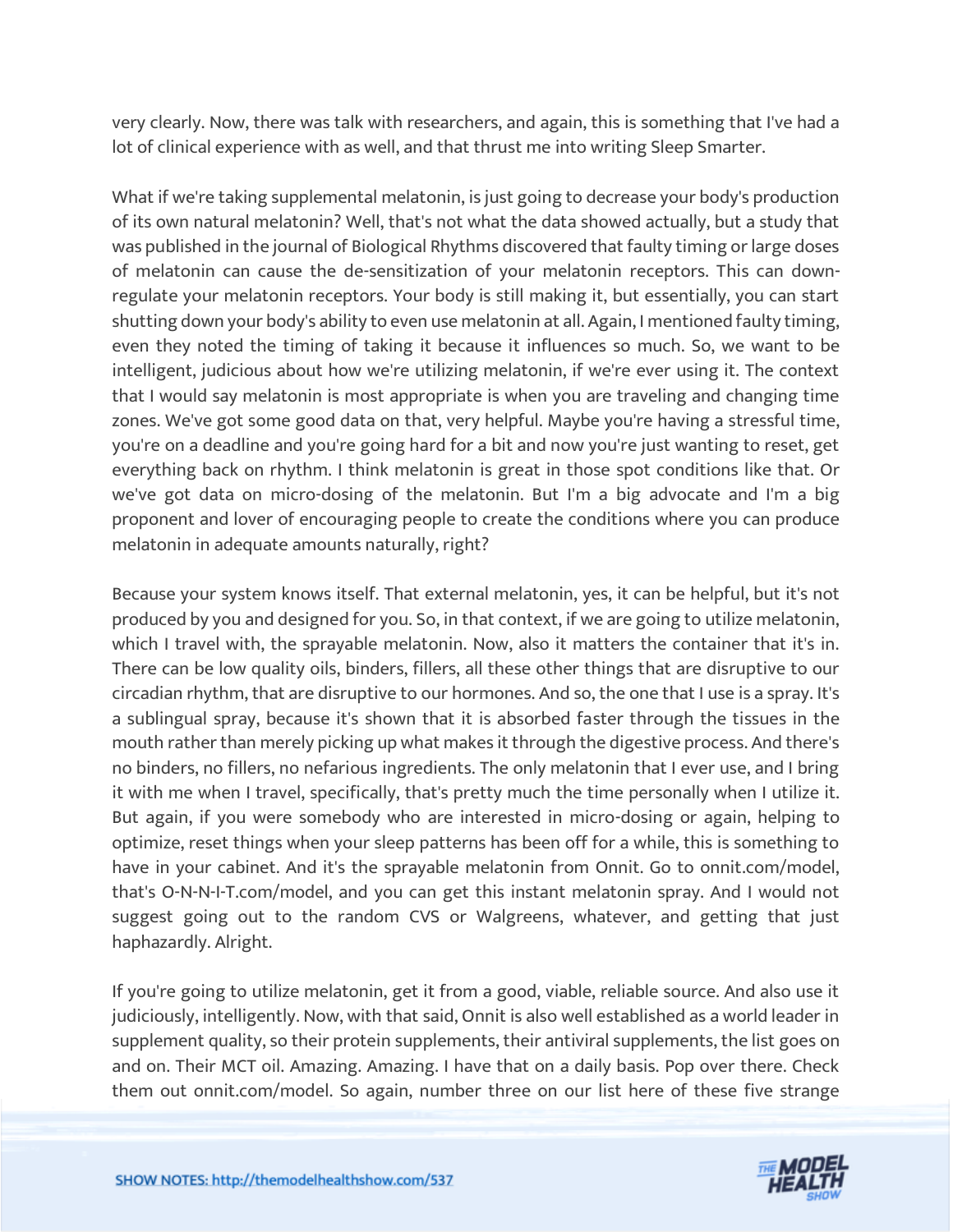very clearly. Now, there was talk with researchers, and again, this is something that I've had a lot of clinical experience with as well, and that thrust me into writing Sleep Smarter.

What if we're taking supplemental melatonin, is just going to decrease your body's production of its own natural melatonin? Well, that's not what the data showed actually, but a study that was published in the journal of Biological Rhythms discovered that faulty timing or large doses of melatonin can cause the de-sensitization of your melatonin receptors. This can down-regulate your melatonin receptors. Your body is still making it, but essentially, you can start shutting down your body's ability to even use melatonin at all. Again, I mentioned faulty timing, even they noted the timing of taking it because it influences so much. So, we want to be intelligent, judicious about how we're utilizing melatonin, if we're ever using it. The context that I would say melatonin is most appropriate is when you are traveling and changing time zones. We've got some good data on that, very helpful. Maybe you're having a stressful time, you're on a deadline and you're going hard for a bit and now you're just wanting to reset, get everything back on rhythm. I think melatonin is great in those spot conditions like that. Or we've got data on micro-dosing of the melatonin. But I'm a big advocate and I'm a big proponent and lover of encouraging people to create the conditions where you can produce melatonin in adequate amounts naturally, right?

Because your system knows itself. That external melatonin, yes, it can be helpful, but it's not produced by you and designed for you. So, in that context, if we are going to utilize melatonin, which I travel with, the sprayable melatonin. Now, also it matters the container that it's in. There can be low quality oils, binders, fillers, all these other things that are disruptive to our circadian rhythm, that are disruptive to our hormones. And so, the one that I use is a spray. It's a sublingual spray, because it's shown that it is absorbed faster through the tissues in the mouth rather than merely picking up what makes it through the digestive process. And there's no binders, no fillers, no nefarious ingredients. The only melatonin that I ever use, and I bring it with me when I travel, specifically, that's pretty much the time personally when I utilize it. But again, if you were somebody who are interested in micro-dosing or again, helping to optimize, reset things when your sleep patterns has been off for a while, this is something to have in your cabinet. And it's the sprayable melatonin from Onnit. Go to onnit.com/model, that's O-N-N-I-T.com/model, and you can get this instant melatonin spray. And I would not suggest going out to the random CVS or Walgreens, whatever, and getting that just haphazardly. Alright.

If you're going to utilize melatonin, get it from a good, viable, reliable source. And also use it judiciously, intelligently. Now, with that said, Onnit is also well established as a world leader in supplement quality, so their protein supplements, their antiviral supplements, the list goes on and on. Their MCT oil. Amazing. Amazing. I have that on a daily basis. Pop over there. Check them out onnit.com/model. So again, number three on our list here of these five strange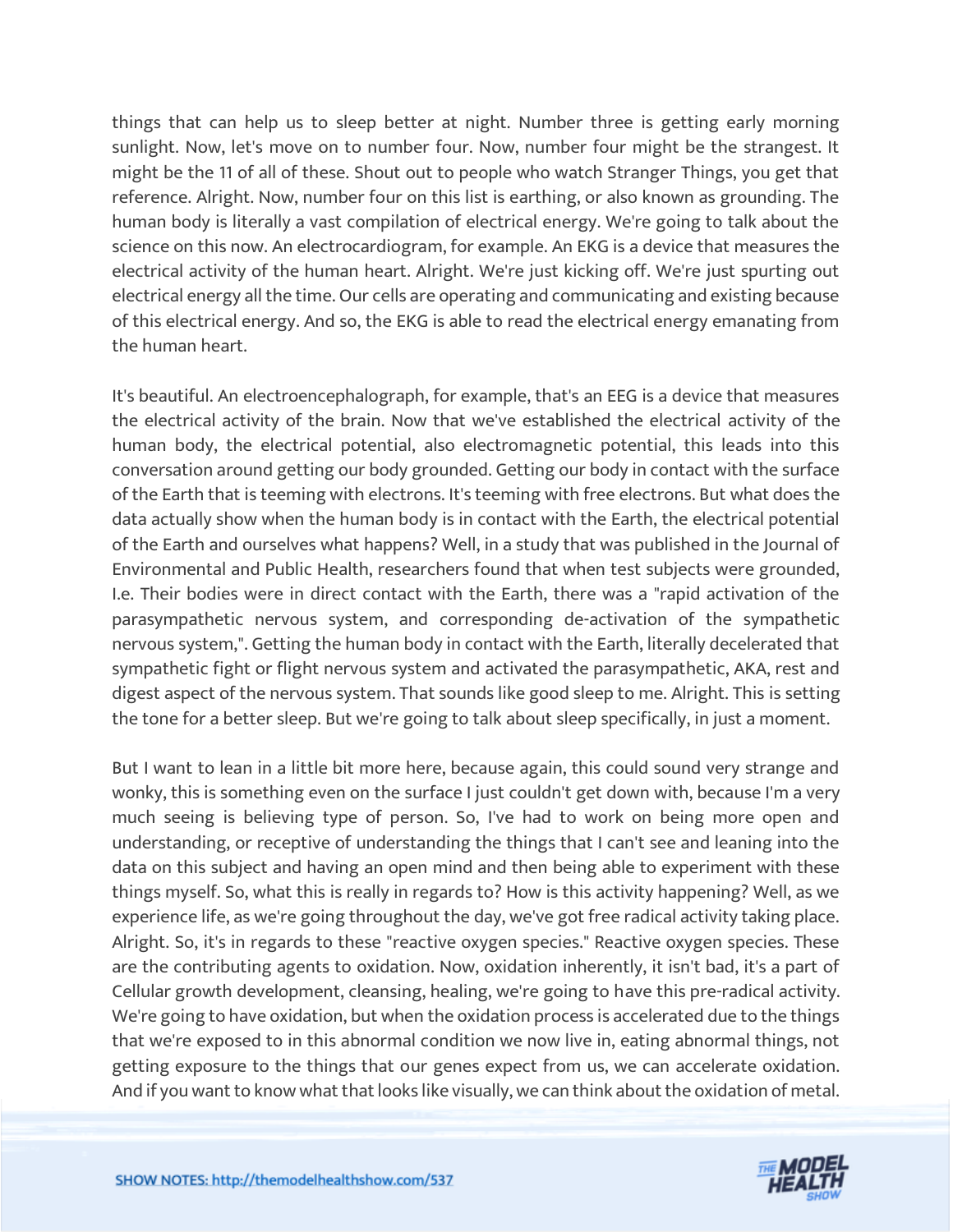things that can help us to sleep better at night. Number three is getting early morning sunlight. Now, let's move on to number four. Now, number four might be the strangest. It might be the 11 of all of these. Shout out to people who watch Stranger Things, you get that reference. Alright. Now, number four on this list is earthing, or also known as grounding. The human body is literally a vast compilation of electrical energy. We're going to talk about the science on this now. An electrocardiogram, for example. An EKG is a device that measures the electrical activity of the human heart. Alright. We're just kicking off. We're just spurting out electrical energy all the time. Our cells are operating and communicating and existing because of this electrical energy. And so, the EKG is able to read the electrical energy emanating from the human heart.

It's beautiful. An electroencephalograph, for example, that's an EEG is a device that measures the electrical activity of the brain. Now that we've established the electrical activity of the human body, the electrical potential, also electromagnetic potential, this leads into this conversation around getting our body grounded. Getting our body in contact with the surface of the Earth that is teeming with electrons. It's teeming with free electrons. But what does the data actually show when the human body is in contact with the Earth, the electrical potential of the Earth and ourselves what happens? Well, in a study that was published in the Journal of Environmental and Public Health, researchers found that when test subjects were grounded, I.e. Their bodies were in direct contact with the Earth, there was a "rapid activation of the parasympathetic nervous system, and corresponding de-activation of the sympathetic nervous system,". Getting the human body in contact with the Earth, literally decelerated that sympathetic fight or flight nervous system and activated the parasympathetic, AKA, rest and digest aspect of the nervous system. That sounds like good sleep to me. Alright. This is setting the tone for a better sleep. But we're going to talk about sleep specifically, in just a moment.

But I want to lean in a little bit more here, because again, this could sound very strange and wonky, this is something even on the surface I just couldn't get down with, because I'm a very much seeing is believing type of person. So, I've had to work on being more open and understanding, or receptive of understanding the things that I can't see and leaning into the data on this subject and having an open mind and then being able to experiment with these things myself. So, what this is really in regards to? How is this activity happening? Well, as we experience life, as we're going throughout the day, we've got free radical activity taking place. Alright. So, it's in regards to these "reactive oxygen species." Reactive oxygen species. These are the contributing agents to oxidation. Now, oxidation inherently, it isn't bad, it's a part of Cellular growth development, cleansing, healing, we're going to have this pre-radical activity. We're going to have oxidation, but when the oxidation process is accelerated due to the things that we're exposed to in this abnormal condition we now live in, eating abnormal things, not getting exposure to the things that our genes expect from us, we can accelerate oxidation. And if you want to know what that looks like visually, we can think about the oxidation of metal.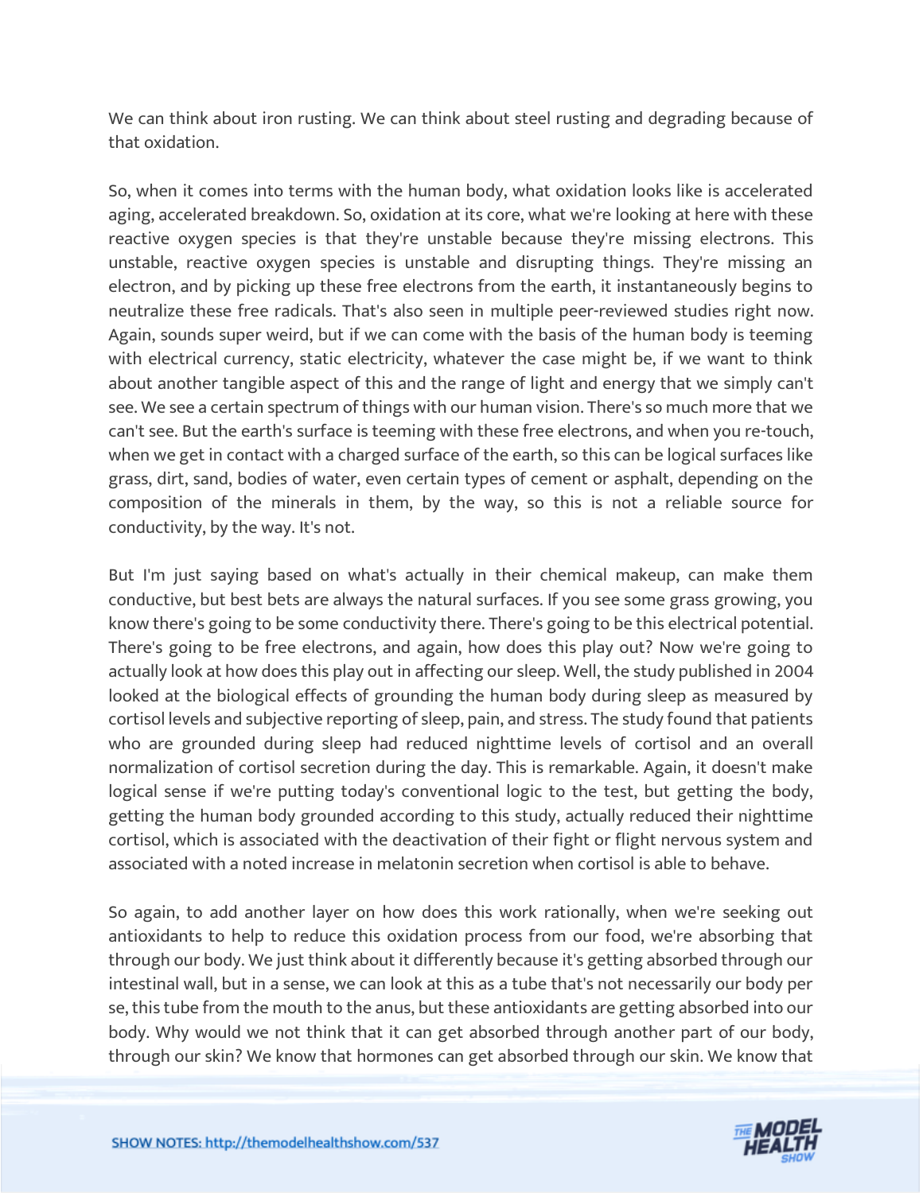We can think about iron rusting. We can think about steel rusting and degrading because of that oxidation.

So, when it comes into terms with the human body, what oxidation looks like is accelerated aging, accelerated breakdown. So, oxidation at its core, what we're looking at here with these reactive oxygen species is that they're unstable because they're missing electrons. This unstable, reactive oxygen species is unstable and disrupting things. They're missing an electron, and by picking up these free electrons from the earth, it instantaneously begins to neutralize these free radicals. That's also seen in multiple peer-reviewed studies right now. Again, sounds super weird, but if we can come with the basis of the human body is teeming with electrical currency, static electricity, whatever the case might be, if we want to think about another tangible aspect of this and the range of light and energy that we simply can't see. We see a certain spectrum of things with our human vision. There's so much more that we can't see. But the earth's surface is teeming with these free electrons, and when you re-touch, when we get in contact with a charged surface of the earth, so this can be logical surfaces like grass, dirt, sand, bodies of water, even certain types of cement or asphalt, depending on the composition of the minerals in them, by the way, so this is not a reliable source for conductivity, by the way. It's not.

But I'm just saying based on what's actually in their chemical makeup, can make them conductive, but best bets are always the natural surfaces. If you see some grass growing, you know there's going to be some conductivity there. There's going to be this electrical potential. There's going to be free electrons, and again, how does this play out? Now we're going to actually look at how does this play out in affecting our sleep. Well, the study published in 2004 looked at the biological effects of grounding the human body during sleep as measured by cortisol levels and subjective reporting of sleep, pain, and stress. The study found that patients who are grounded during sleep had reduced nighttime levels of cortisol and an overall normalization of cortisol secretion during the day. This is remarkable. Again, it doesn't make logical sense if we're putting today's conventional logic to the test, but getting the body, getting the human body grounded according to this study, actually reduced their nighttime cortisol, which is associated with the deactivation of their fight or flight nervous system and associated with a noted increase in melatonin secretion when cortisol is able to behave.

So again, to add another layer on how does this work rationally, when we're seeking out antioxidants to help to reduce this oxidation process from our food, we're absorbing that through our body. We just think about it differently because it's getting absorbed through our intestinal wall, but in a sense, we can look at this as a tube that's not necessarily our body per se, this tube from the mouth to the anus, but these antioxidants are getting absorbed into our body. Why would we not think that it can get absorbed through another part of our body, through our skin? We know that hormones can get absorbed through our skin. We know that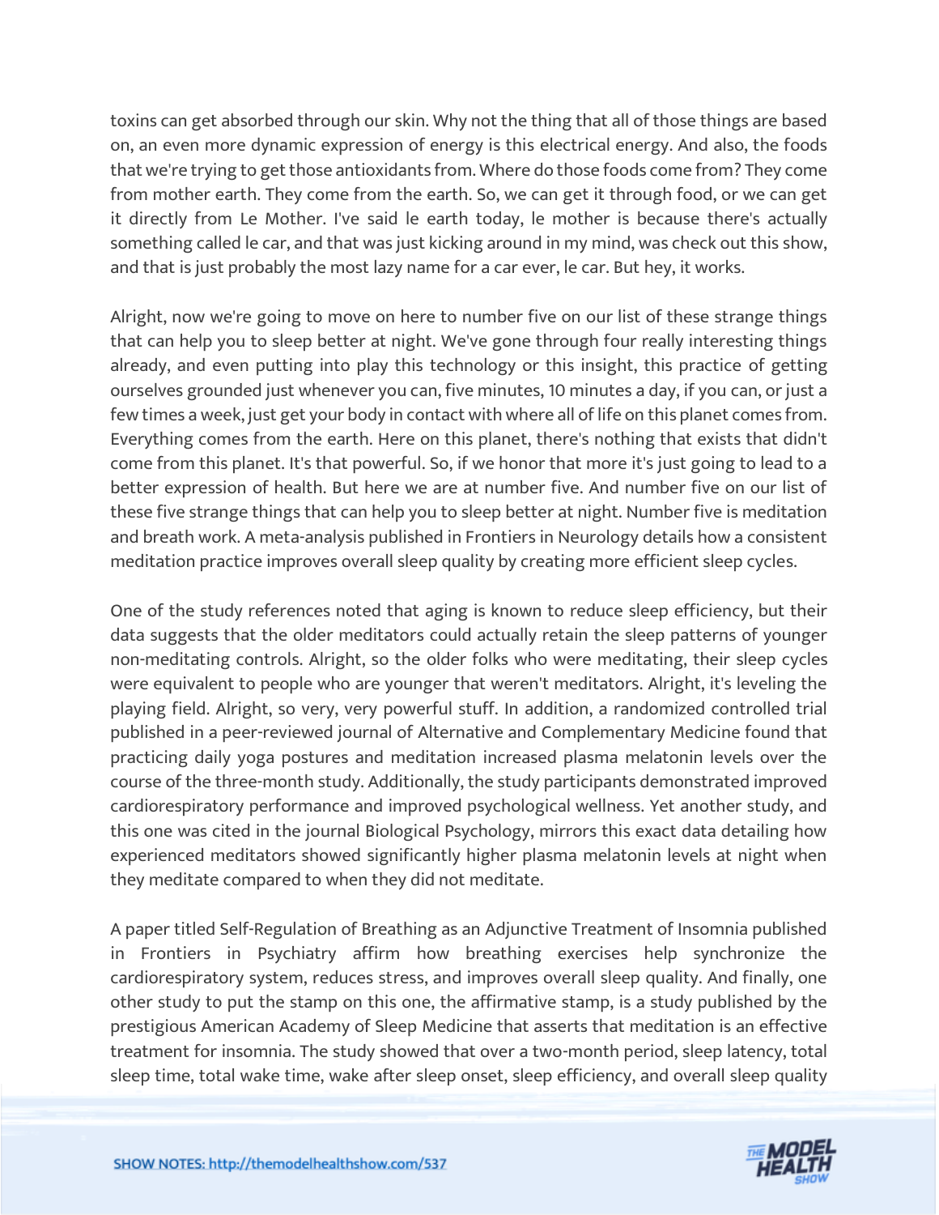toxins can get absorbed through our skin. Why not the thing that all of those things are based on, an even more dynamic expression of energy is this electrical energy. And also, the foods that we're trying to get those antioxidants from. Where do those foods come from? They come from mother earth. They come from the earth. So, we can get it through food, or we can get it directly from Le Mother. I've said le earth today, le mother is because there's actually something called le car, and that was just kicking around in my mind, was check out this show, and that is just probably the most lazy name for a car ever, le car. But hey, it works.

Alright, now we're going to move on here to number five on our list of these strange things that can help you to sleep better at night. We've gone through four really interesting things already, and even putting into play this technology or this insight, this practice of getting ourselves grounded just whenever you can, five minutes, 10 minutes a day, if you can, or just a few times a week, just get your body in contact with where all of life on this planet comes from. Everything comes from the earth. Here on this planet, there's nothing that exists that didn't come from this planet. It's that powerful. So, if we honor that more it's just going to lead to a better expression of health. But here we are at number five. And number five on our list of these five strange things that can help you to sleep better at night. Number five is meditation and breath work. A meta-analysis published in Frontiers in Neurology details how a consistent meditation practice improves overall sleep quality by creating more efficient sleep cycles.

One of the study references noted that aging is known to reduce sleep efficiency, but their data suggests that the older meditators could actually retain the sleep patterns of younger non-meditating controls. Alright, so the older folks who were meditating, their sleep cycles were equivalent to people who are younger that weren't meditators. Alright, it's leveling the playing field. Alright, so very, very powerful stuff. In addition, a randomized controlled trial published in a peer-reviewed journal of Alternative and Complementary Medicine found that practicing daily yoga postures and meditation increased plasma melatonin levels over the course of the three-month study. Additionally, the study participants demonstrated improved cardiorespiratory performance and improved psychological wellness. Yet another study, and this one was cited in the journal Biological Psychology, mirrors this exact data detailing how experienced meditators showed significantly higher plasma melatonin levels at night when they meditate compared to when they did not meditate.

A paper titled Self-Regulation of Breathing as an Adjunctive Treatment of Insomnia published in Frontiers in Psychiatry affirm how breathing exercises help synchronize the cardiorespiratory system, reduces stress, and improves overall sleep quality. And finally, one other study to put the stamp on this one, the affirmative stamp, is a study published by the prestigious American Academy of Sleep Medicine that asserts that meditation is an effective treatment for insomnia. The study showed that over a two-month period, sleep latency, total sleep time, total wake time, wake after sleep onset, sleep efficiency, and overall sleep quality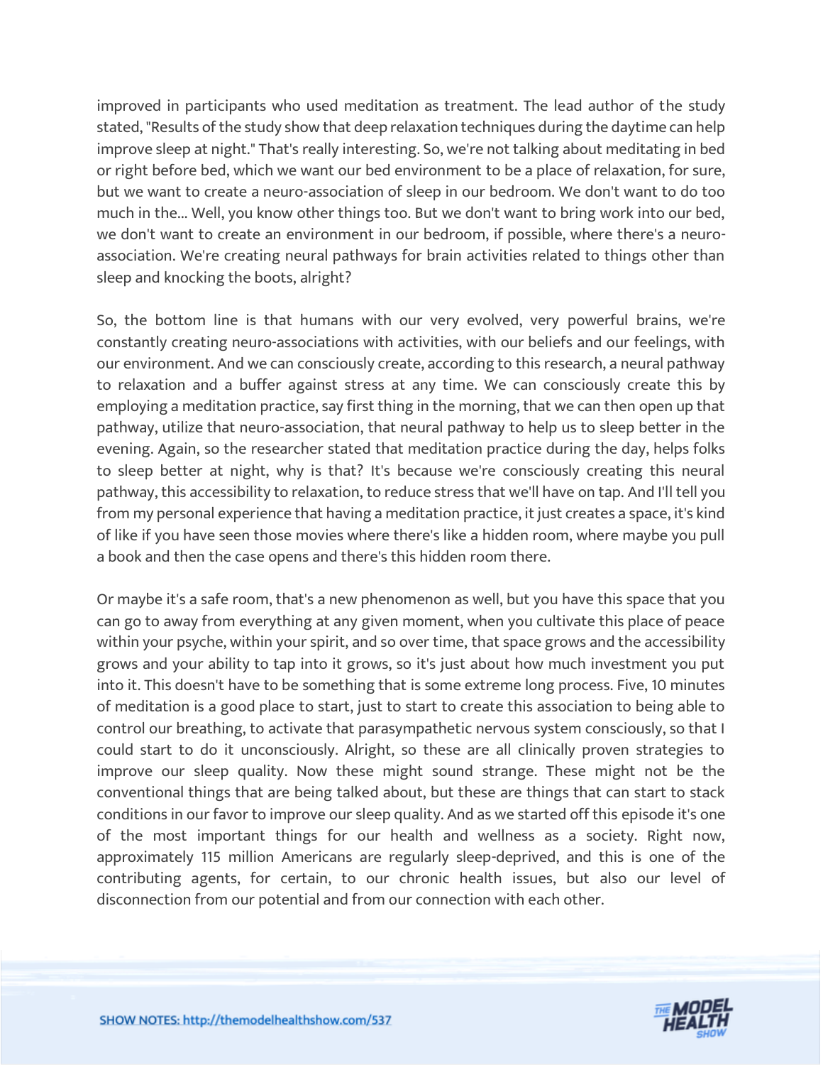improved in participants who used meditation as treatment. The lead author of the study stated, "Results of the study show that deep relaxation techniques during the daytime can help improve sleep at night." That's really interesting. So, we're not talking about meditating in bed or right before bed, which we want our bed environment to be a place of relaxation, for sure, but we want to create a neuro-association of sleep in our bedroom. We don't want to do too much in the... Well, you know other things too. But we don't want to bring work into our bed, we don't want to create an environment in our bedroom, if possible, where there's a neuro-association. We're creating neural pathways for brain activities related to things other than sleep and knocking the boots, alright?

So, the bottom line is that humans with our very evolved, very powerful brains, we're constantly creating neuro-associations with activities, with our beliefs and our feelings, with our environment. And we can consciously create, according to this research, a neural pathway to relaxation and a buffer against stress at any time. We can consciously create this by employing a meditation practice, say first thing in the morning, that we can then open up that pathway, utilize that neuro-association, that neural pathway to help us to sleep better in the evening. Again, so the researcher stated that meditation practice during the day, helps folks to sleep better at night, why is that? It's because we're consciously creating this neural pathway, this accessibility to relaxation, to reduce stress that we'll have on tap. And I'll tell you from my personal experience that having a meditation practice, it just creates a space, it's kind of like if you have seen those movies where there's like a hidden room, where maybe you pull a book and then the case opens and there's this hidden room there.

Or maybe it's a safe room, that's a new phenomenon as well, but you have this space that you can go to away from everything at any given moment, when you cultivate this place of peace within your psyche, within your spirit, and so over time, that space grows and the accessibility grows and your ability to tap into it grows, so it's just about how much investment you put into it. This doesn't have to be something that is some extreme long process. Five, 10 minutes of meditation is a good place to start, just to start to create this association to being able to control our breathing, to activate that parasympathetic nervous system consciously, so that I could start to do it unconsciously. Alright, so these are all clinically proven strategies to improve our sleep quality. Now these might sound strange. These might not be the conventional things that are being talked about, but these are things that can start to stack conditions in our favor to improve our sleep quality. And as we started off this episode it's one of the most important things for our health and wellness as a society. Right now, approximately 115 million Americans are regularly sleep-deprived, and this is one of the contributing agents, for certain, to our chronic health issues, but also our level of disconnection from our potential and from our connection with each other.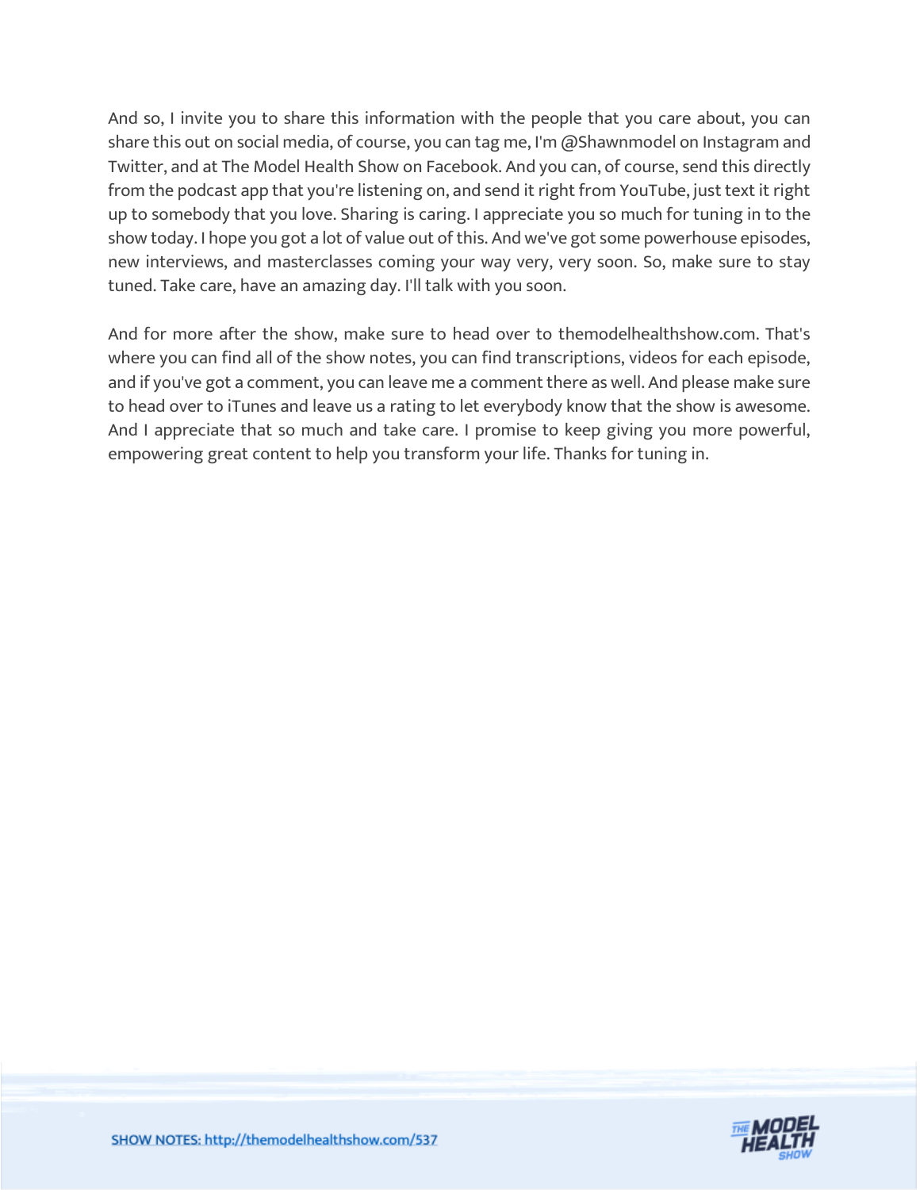And so, I invite you to share this information with the people that you care about, you can share this out on social media, of course, you can tag me, I'm @Shawnmodel on Instagram and Twitter, and at The Model Health Show on Facebook. And you can, of course, send this directly from the podcast app that you're listening on, and send it right from YouTube, just text it right up to somebody that you love. Sharing is caring. I appreciate you so much for tuning in to the show today. I hope you got a lot of value out of this. And we've got some powerhouse episodes, new interviews, and masterclasses coming your way very, very soon. So, make sure to stay tuned. Take care, have an amazing day. I'll talk with you soon.

And for more after the show, make sure to head over to themodelhealthshow.com. That's where you can find all of the show notes, you can find transcriptions, videos for each episode, and if you've got a comment, you can leave me a comment there as well. And please make sure to head over to iTunes and leave us a rating to let everybody know that the show is awesome. And I appreciate that so much and take care. I promise to keep giving you more powerful, empowering great content to help you transform your life. Thanks for tuning in.